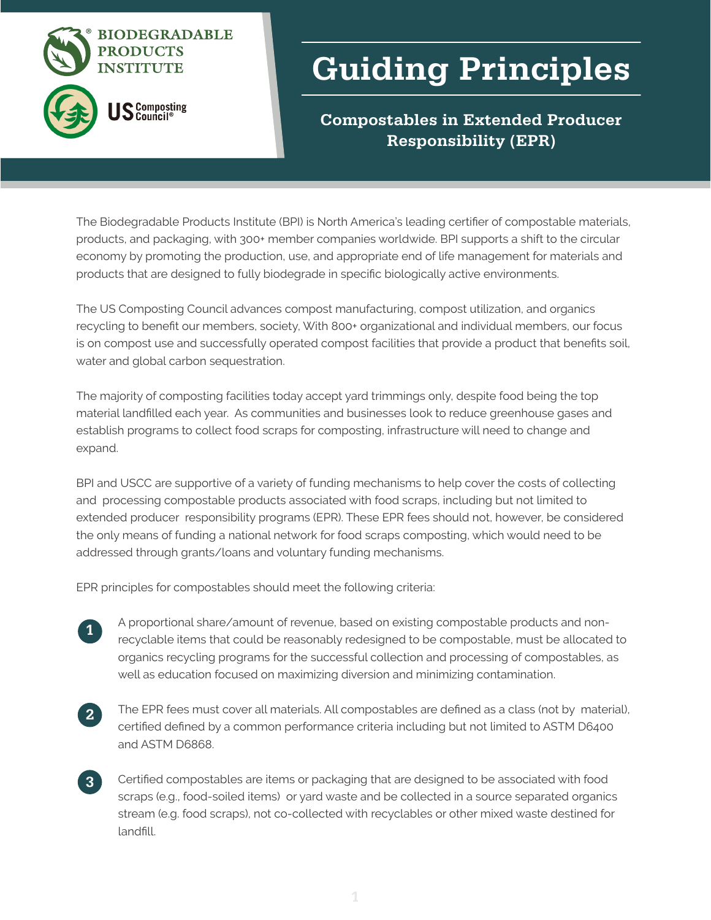BIODEGRADABLE PRODUCTS INSTITUTE

US Composting Council

# Guiding Principles

## Compostables in Extended Producer Responsibility (EPR)

The Biodegradable Products Institute (BPI) is North America's leading certifier of compostable materials, products, and packaging, with 300+ member companies worldwide. BPI supports a shift to the circular economy by promoting the production, use, and appropriate end of life management for materials and products that are designed to fully biodegrade in specific biologically active environments.

The US Composting Council advances compost manufacturing, compost utilization, and organics recycling to benefit our members, society, With 800+ organizational and individual members, our focus is on compost use and successfully operated compost facilities that provide a product that benefits soil, water and global carbon sequestration.

The majority of composting facilities today accept yard trimmings only, despite food being the top material landfilled each year. As communities and businesses look to reduce greenhouse gases and establish programs to collect food scraps for composting, infrastructure will need to change and expand.

BPI and USCC are supportive of a variety of funding mechanisms to help cover the costs of collecting and processing compostable products associated with food scraps, including but not limited to extended producer responsibility programs (EPR). These EPR fees should not, however, be considered the only means of funding a national network for food scraps composting, which would need to be addressed through grants/loans and voluntary funding mechanisms.

EPR principles for compostables should meet the following criteria:

1. A proportional share/amount of revenue, based on existing compostable products and non-recyclable items that could be reasonably redesigned to be compostable, must be allocated to organics recycling programs for the successful collection and processing of compostables, as well as education focused on maximizing diversion and minimizing contamination.

2. The EPR fees must cover all materials. All compostables are defined as a class (not by material), certified defined by a common performance criteria including but not limited to ASTM D6400 and ASTM D6868.

3. Certified compostables are items or packaging that are designed to be associated with food scraps (e.g., food-soiled items) or yard waste and be collected in a source separated organics stream (e.g. food scraps), not co-collected with recyclables or other mixed waste destined for landfill.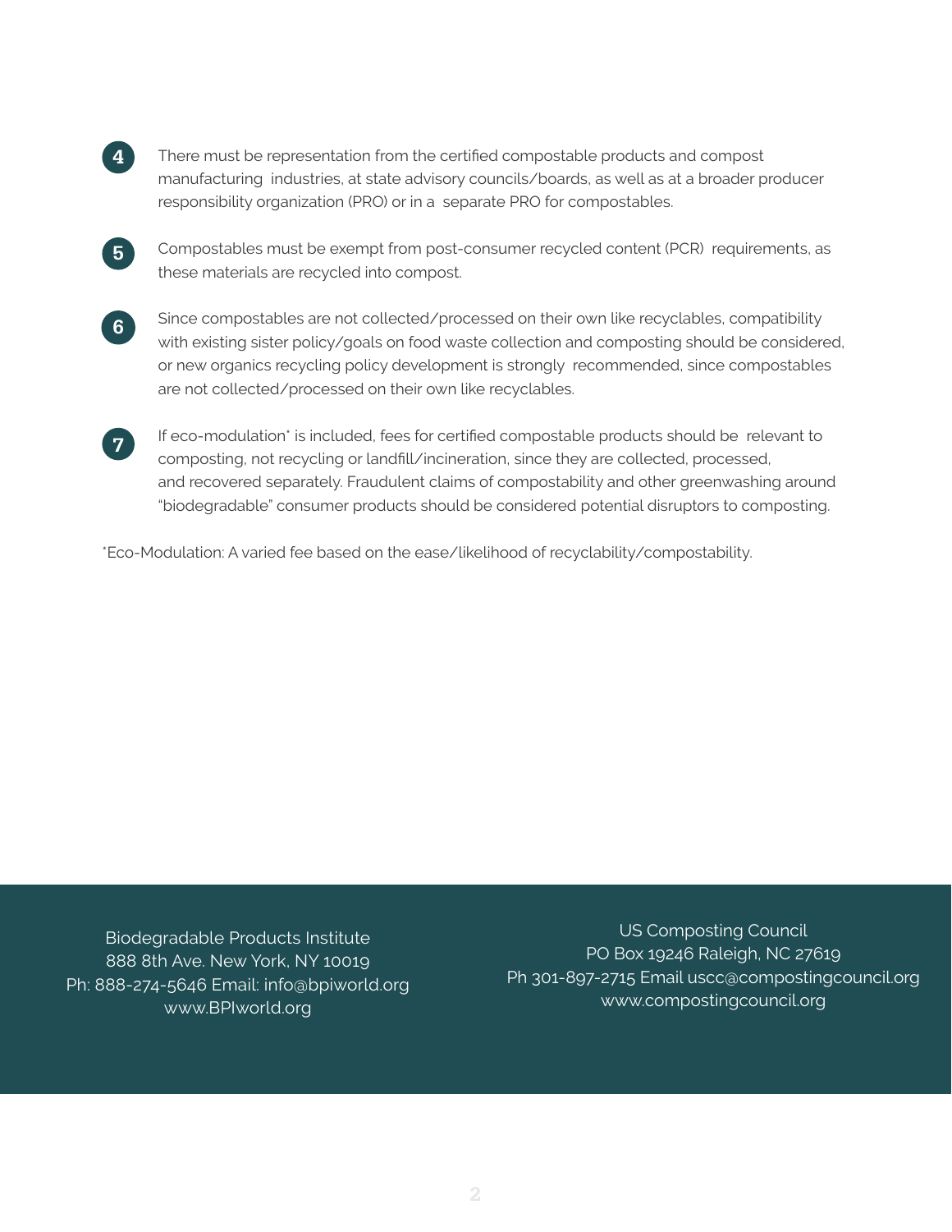4. There must be representation from the certified compostable products and compost manufacturing industries, at state advisory councils/boards, as well as at a broader producer responsibility organization (PRO) or in a separate PRO for compostables.

5. Compostables must be exempt from post-consumer recycled content (PCR) requirements, as these materials are recycled into compost.

6. Since compostables are not collected/processed on their own like recyclables, compatibility with existing sister policy/goals on food waste collection and composting should be considered, or new organics recycling policy development is strongly recommended, since compostables are not collected/processed on their own like recyclables.

7. If eco-modulation* is included, fees for certified compostable products should be relevant to composting, not recycling or landfill/incineration, since they are collected, processed, and recovered separately. Fraudulent claims of compostability and other greenwashing around "biodegradable" consumer products should be considered potential disruptors to composting.

*Eco-Modulation: A varied fee based on the ease/likelihood of recyclability/compostability.

Biodegradable Products Institute
888 8th Ave. New York, NY 10019
Ph: 888-274-5646 Email: info@bpiworld.org
www.BPIworld.org

US Composting Council
PO Box 19246 Raleigh, NC 27619
Ph 301-897-2715 Email uscc@compostingcouncil.org
www.compostingcouncil.org